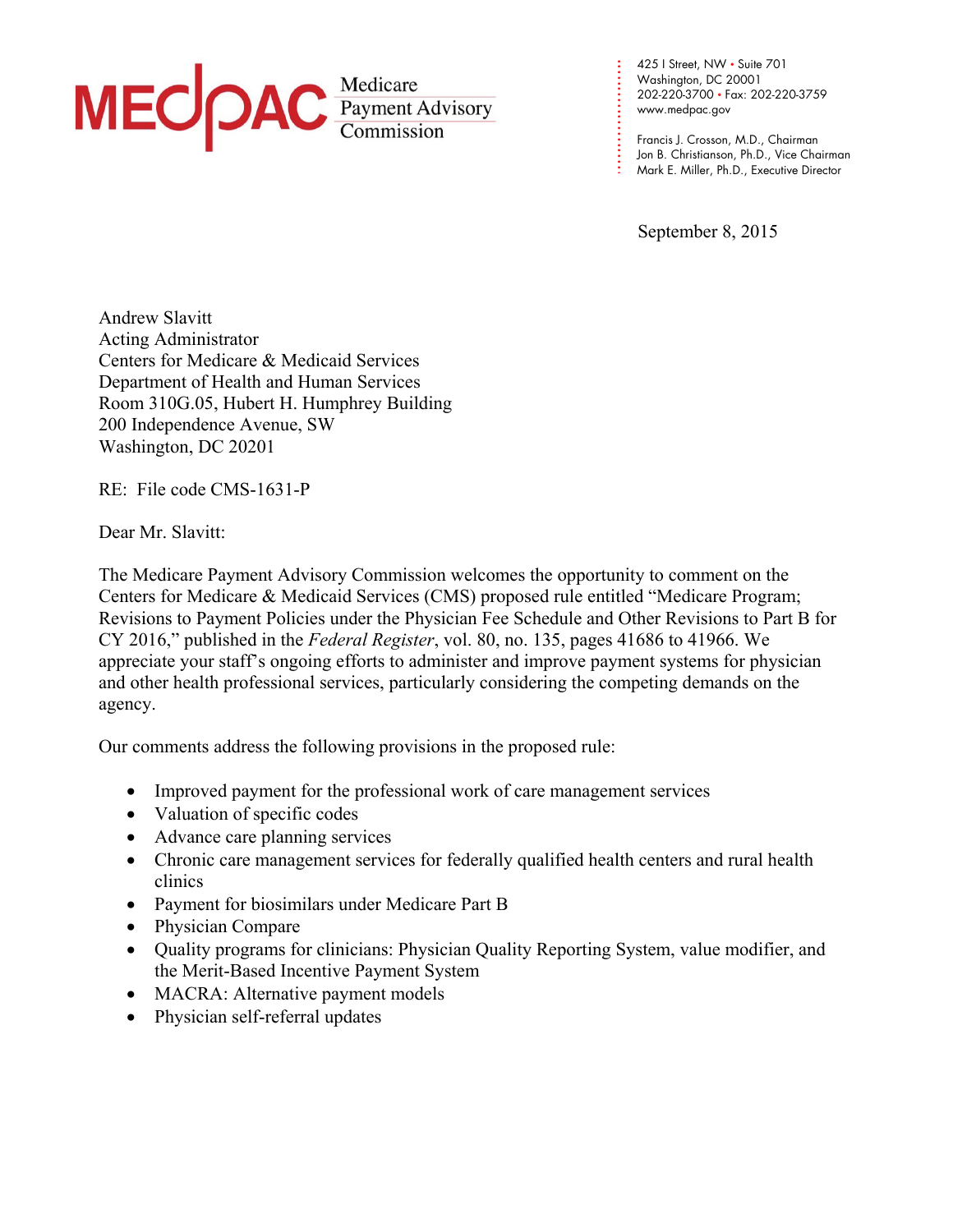MEDPAC Medicare Payment Advisory Commission

425 I Street, NW • Suite 701
Washington, DC 20001
202-220-3700 • Fax: 202-220-3759
www.medpac.gov

Francis J. Crosson, M.D., Chairman
Jon B. Christianson, Ph.D., Vice Chairman
Mark E. Miller, Ph.D., Executive Director

September 8, 2015

Andrew Slavitt
Acting Administrator
Centers for Medicare & Medicaid Services
Department of Health and Human Services
Room 310G.05, Hubert H. Humphrey Building
200 Independence Avenue, SW
Washington, DC 20201

RE: File code CMS-1631-P

Dear Mr. Slavitt:

The Medicare Payment Advisory Commission welcomes the opportunity to comment on the Centers for Medicare & Medicaid Services (CMS) proposed rule entitled "Medicare Program; Revisions to Payment Policies under the Physician Fee Schedule and Other Revisions to Part B for CY 2016," published in the *Federal Register*, vol. 80, no. 135, pages 41686 to 41966. We appreciate your staff's ongoing efforts to administer and improve payment systems for physician and other health professional services, particularly considering the competing demands on the agency.

Our comments address the following provisions in the proposed rule:

- Improved payment for the professional work of care management services
- Valuation of specific codes
- Advance care planning services
- Chronic care management services for federally qualified health centers and rural health clinics
- Payment for biosimilars under Medicare Part B
- Physician Compare
- Quality programs for clinicians: Physician Quality Reporting System, value modifier, and the Merit-Based Incentive Payment System
- MACRA: Alternative payment models
- Physician self-referral updates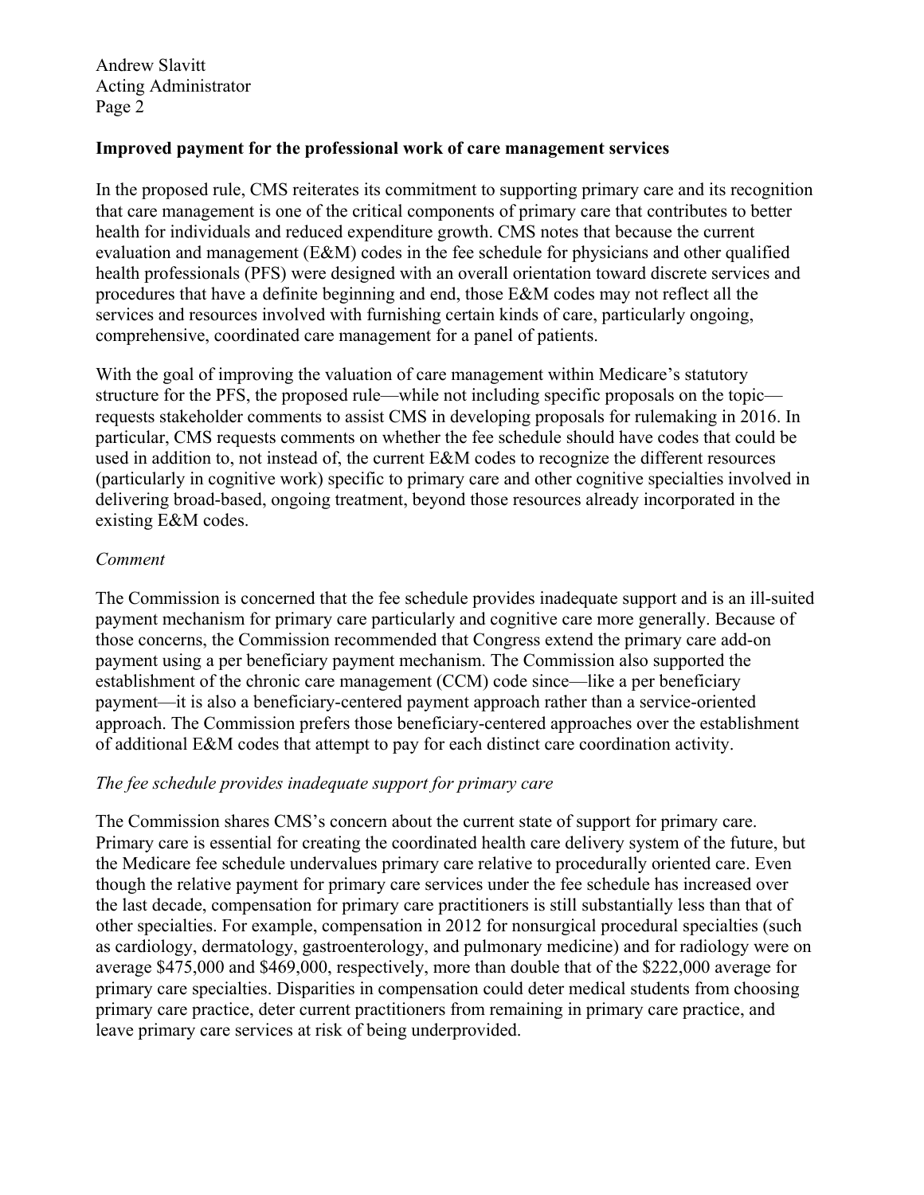**Improved payment for the professional work of care management services**

In the proposed rule, CMS reiterates its commitment to supporting primary care and its recognition that care management is one of the critical components of primary care that contributes to better health for individuals and reduced expenditure growth. CMS notes that because the current evaluation and management (E&M) codes in the fee schedule for physicians and other qualified health professionals (PFS) were designed with an overall orientation toward discrete services and procedures that have a definite beginning and end, those E&M codes may not reflect all the services and resources involved with furnishing certain kinds of care, particularly ongoing, comprehensive, coordinated care management for a panel of patients.

With the goal of improving the valuation of care management within Medicare's statutory structure for the PFS, the proposed rule—while not including specific proposals on the topic—requests stakeholder comments to assist CMS in developing proposals for rulemaking in 2016. In particular, CMS requests comments on whether the fee schedule should have codes that could be used in addition to, not instead of, the current E&M codes to recognize the different resources (particularly in cognitive work) specific to primary care and other cognitive specialties involved in delivering broad-based, ongoing treatment, beyond those resources already incorporated in the existing E&M codes.

*Comment*

The Commission is concerned that the fee schedule provides inadequate support and is an ill-suited payment mechanism for primary care particularly and cognitive care more generally. Because of those concerns, the Commission recommended that Congress extend the primary care add-on payment using a per beneficiary payment mechanism. The Commission also supported the establishment of the chronic care management (CCM) code since—like a per beneficiary payment—it is also a beneficiary-centered payment approach rather than a service-oriented approach. The Commission prefers those beneficiary-centered approaches over the establishment of additional E&M codes that attempt to pay for each distinct care coordination activity.

*The fee schedule provides inadequate support for primary care*

The Commission shares CMS's concern about the current state of support for primary care. Primary care is essential for creating the coordinated health care delivery system of the future, but the Medicare fee schedule undervalues primary care relative to procedurally oriented care. Even though the relative payment for primary care services under the fee schedule has increased over the last decade, compensation for primary care practitioners is still substantially less than that of other specialties. For example, compensation in 2012 for nonsurgical procedural specialties (such as cardiology, dermatology, gastroenterology, and pulmonary medicine) and for radiology were on average $475,000 and $469,000, respectively, more than double that of the $222,000 average for primary care specialties. Disparities in compensation could deter medical students from choosing primary care practice, deter current practitioners from remaining in primary care practice, and leave primary care services at risk of being underprovided.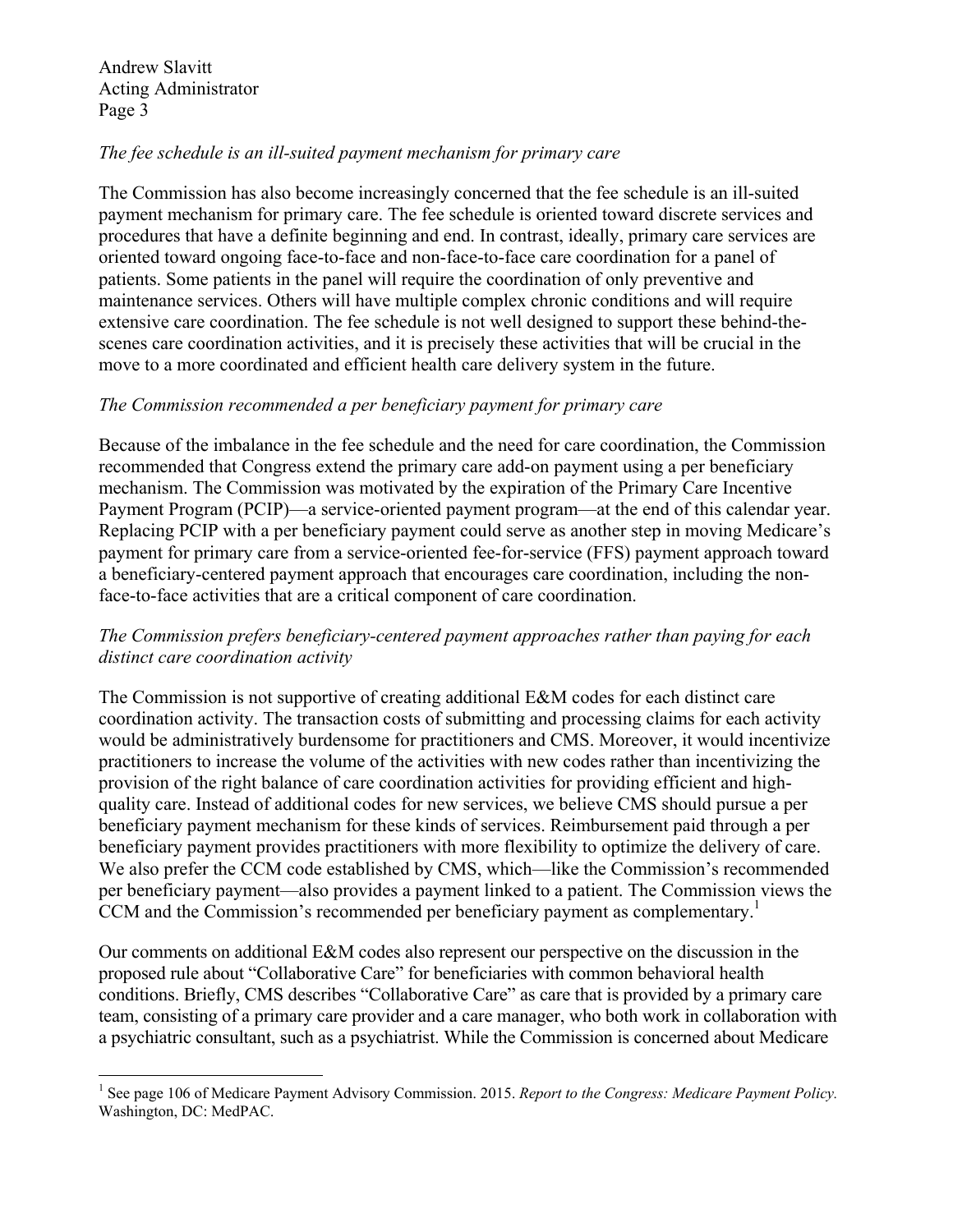*The fee schedule is an ill-suited payment mechanism for primary care*

The Commission has also become increasingly concerned that the fee schedule is an ill-suited payment mechanism for primary care. The fee schedule is oriented toward discrete services and procedures that have a definite beginning and end. In contrast, ideally, primary care services are oriented toward ongoing face-to-face and non-face-to-face care coordination for a panel of patients. Some patients in the panel will require the coordination of only preventive and maintenance services. Others will have multiple complex chronic conditions and will require extensive care coordination. The fee schedule is not well designed to support these behind-the-scenes care coordination activities, and it is precisely these activities that will be crucial in the move to a more coordinated and efficient health care delivery system in the future.

*The Commission recommended a per beneficiary payment for primary care*

Because of the imbalance in the fee schedule and the need for care coordination, the Commission recommended that Congress extend the primary care add-on payment using a per beneficiary mechanism. The Commission was motivated by the expiration of the Primary Care Incentive Payment Program (PCIP)—a service-oriented payment program—at the end of this calendar year. Replacing PCIP with a per beneficiary payment could serve as another step in moving Medicare's payment for primary care from a service-oriented fee-for-service (FFS) payment approach toward a beneficiary-centered payment approach that encourages care coordination, including the non-face-to-face activities that are a critical component of care coordination.

*The Commission prefers beneficiary-centered payment approaches rather than paying for each distinct care coordination activity*

The Commission is not supportive of creating additional E&M codes for each distinct care coordination activity. The transaction costs of submitting and processing claims for each activity would be administratively burdensome for practitioners and CMS. Moreover, it would incentivize practitioners to increase the volume of the activities with new codes rather than incentivizing the provision of the right balance of care coordination activities for providing efficient and high-quality care. Instead of additional codes for new services, we believe CMS should pursue a per beneficiary payment mechanism for these kinds of services. Reimbursement paid through a per beneficiary payment provides practitioners with more flexibility to optimize the delivery of care. We also prefer the CCM code established by CMS, which—like the Commission's recommended per beneficiary payment—also provides a payment linked to a patient. The Commission views the CCM and the Commission's recommended per beneficiary payment as complementary.[1]

Our comments on additional E&M codes also represent our perspective on the discussion in the proposed rule about "Collaborative Care" for beneficiaries with common behavioral health conditions. Briefly, CMS describes "Collaborative Care" as care that is provided by a primary care team, consisting of a primary care provider and a care manager, who both work in collaboration with a psychiatric consultant, such as a psychiatrist. While the Commission is concerned about Medicare

---

[1] See page 106 of Medicare Payment Advisory Commission. 2015. *Report to the Congress: Medicare Payment Policy.* Washington, DC: MedPAC.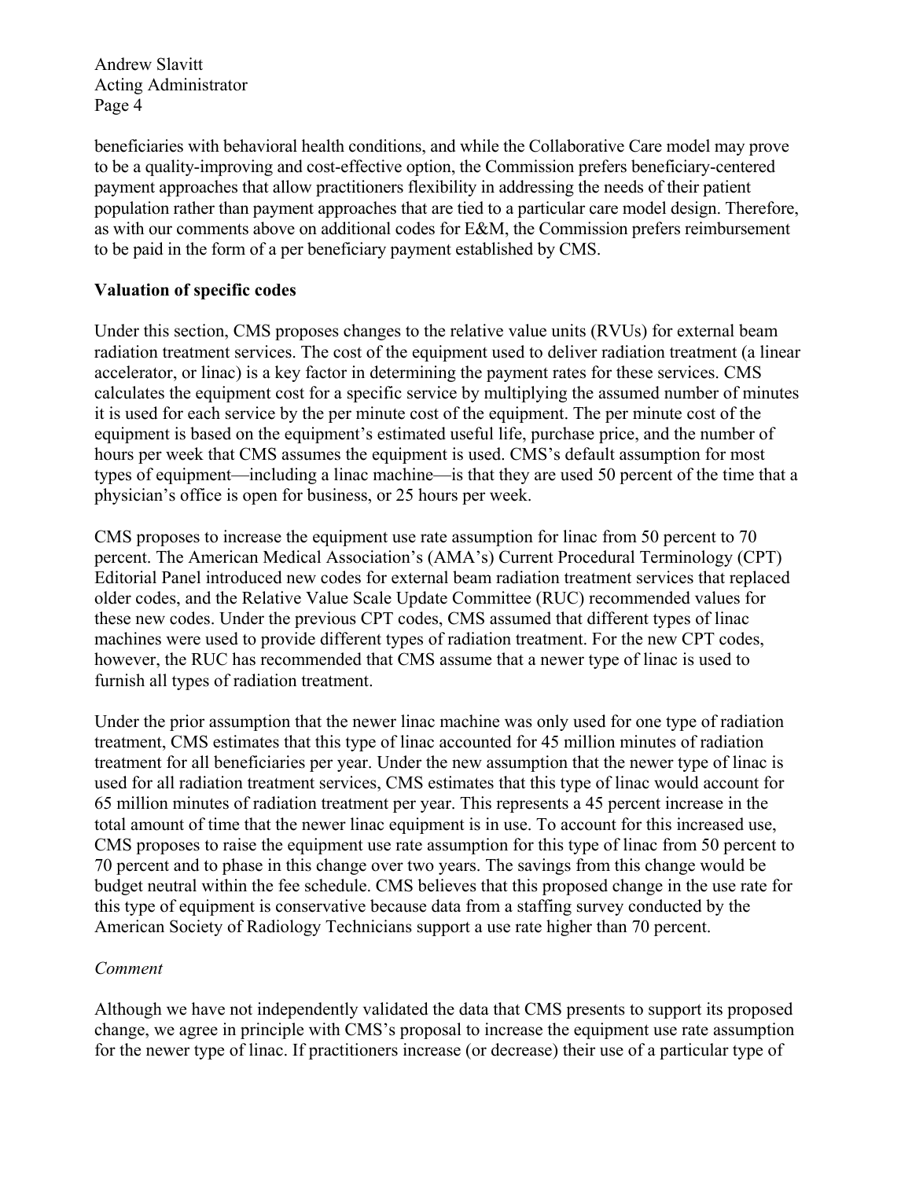beneficiaries with behavioral health conditions, and while the Collaborative Care model may prove to be a quality-improving and cost-effective option, the Commission prefers beneficiary-centered payment approaches that allow practitioners flexibility in addressing the needs of their patient population rather than payment approaches that are tied to a particular care model design. Therefore, as with our comments above on additional codes for E&M, the Commission prefers reimbursement to be paid in the form of a per beneficiary payment established by CMS.

**Valuation of specific codes**

Under this section, CMS proposes changes to the relative value units (RVUs) for external beam radiation treatment services. The cost of the equipment used to deliver radiation treatment (a linear accelerator, or linac) is a key factor in determining the payment rates for these services. CMS calculates the equipment cost for a specific service by multiplying the assumed number of minutes it is used for each service by the per minute cost of the equipment. The per minute cost of the equipment is based on the equipment's estimated useful life, purchase price, and the number of hours per week that CMS assumes the equipment is used. CMS's default assumption for most types of equipment—including a linac machine—is that they are used 50 percent of the time that a physician's office is open for business, or 25 hours per week.

CMS proposes to increase the equipment use rate assumption for linac from 50 percent to 70 percent. The American Medical Association's (AMA's) Current Procedural Terminology (CPT) Editorial Panel introduced new codes for external beam radiation treatment services that replaced older codes, and the Relative Value Scale Update Committee (RUC) recommended values for these new codes. Under the previous CPT codes, CMS assumed that different types of linac machines were used to provide different types of radiation treatment. For the new CPT codes, however, the RUC has recommended that CMS assume that a newer type of linac is used to furnish all types of radiation treatment.

Under the prior assumption that the newer linac machine was only used for one type of radiation treatment, CMS estimates that this type of linac accounted for 45 million minutes of radiation treatment for all beneficiaries per year. Under the new assumption that the newer type of linac is used for all radiation treatment services, CMS estimates that this type of linac would account for 65 million minutes of radiation treatment per year. This represents a 45 percent increase in the total amount of time that the newer linac equipment is in use. To account for this increased use, CMS proposes to raise the equipment use rate assumption for this type of linac from 50 percent to 70 percent and to phase in this change over two years. The savings from this change would be budget neutral within the fee schedule. CMS believes that this proposed change in the use rate for this type of equipment is conservative because data from a staffing survey conducted by the American Society of Radiology Technicians support a use rate higher than 70 percent.

*Comment*

Although we have not independently validated the data that CMS presents to support its proposed change, we agree in principle with CMS's proposal to increase the equipment use rate assumption for the newer type of linac. If practitioners increase (or decrease) their use of a particular type of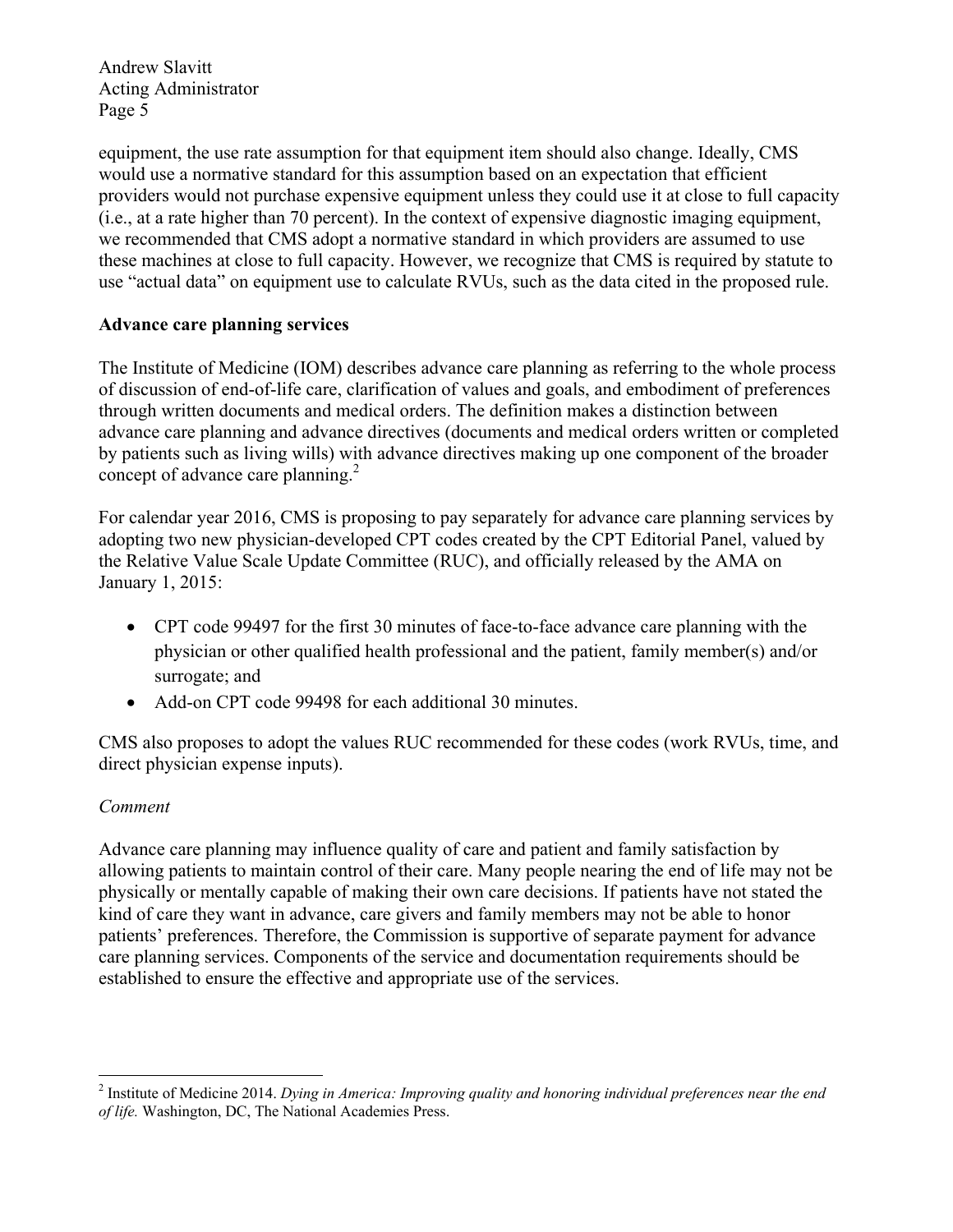equipment, the use rate assumption for that equipment item should also change. Ideally, CMS would use a normative standard for this assumption based on an expectation that efficient providers would not purchase expensive equipment unless they could use it at close to full capacity (i.e., at a rate higher than 70 percent). In the context of expensive diagnostic imaging equipment, we recommended that CMS adopt a normative standard in which providers are assumed to use these machines at close to full capacity. However, we recognize that CMS is required by statute to use "actual data" on equipment use to calculate RVUs, such as the data cited in the proposed rule.

**Advance care planning services**

The Institute of Medicine (IOM) describes advance care planning as referring to the whole process of discussion of end-of-life care, clarification of values and goals, and embodiment of preferences through written documents and medical orders. The definition makes a distinction between advance care planning and advance directives (documents and medical orders written or completed by patients such as living wills) with advance directives making up one component of the broader concept of advance care planning.[2]

For calendar year 2016, CMS is proposing to pay separately for advance care planning services by adopting two new physician-developed CPT codes created by the CPT Editorial Panel, valued by the Relative Value Scale Update Committee (RUC), and officially released by the AMA on January 1, 2015:

- CPT code 99497 for the first 30 minutes of face-to-face advance care planning with the physician or other qualified health professional and the patient, family member(s) and/or surrogate; and
- Add-on CPT code 99498 for each additional 30 minutes.

CMS also proposes to adopt the values RUC recommended for these codes (work RVUs, time, and direct physician expense inputs).

*Comment*

Advance care planning may influence quality of care and patient and family satisfaction by allowing patients to maintain control of their care. Many people nearing the end of life may not be physically or mentally capable of making their own care decisions. If patients have not stated the kind of care they want in advance, care givers and family members may not be able to honor patients' preferences. Therefore, the Commission is supportive of separate payment for advance care planning services. Components of the service and documentation requirements should be established to ensure the effective and appropriate use of the services.

---

[2] Institute of Medicine 2014. *Dying in America: Improving quality and honoring individual preferences near the end of life.* Washington, DC, The National Academies Press.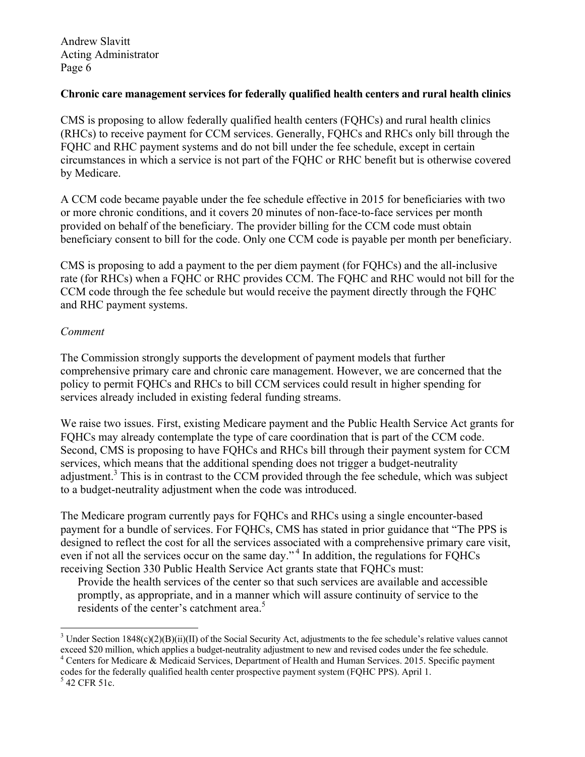**Chronic care management services for federally qualified health centers and rural health clinics**

CMS is proposing to allow federally qualified health centers (FQHCs) and rural health clinics (RHCs) to receive payment for CCM services. Generally, FQHCs and RHCs only bill through the FQHC and RHC payment systems and do not bill under the fee schedule, except in certain circumstances in which a service is not part of the FQHC or RHC benefit but is otherwise covered by Medicare.

A CCM code became payable under the fee schedule effective in 2015 for beneficiaries with two or more chronic conditions, and it covers 20 minutes of non-face-to-face services per month provided on behalf of the beneficiary. The provider billing for the CCM code must obtain beneficiary consent to bill for the code. Only one CCM code is payable per month per beneficiary.

CMS is proposing to add a payment to the per diem payment (for FQHCs) and the all-inclusive rate (for RHCs) when a FQHC or RHC provides CCM. The FQHC and RHC would not bill for the CCM code through the fee schedule but would receive the payment directly through the FQHC and RHC payment systems.

*Comment*

The Commission strongly supports the development of payment models that further comprehensive primary care and chronic care management. However, we are concerned that the policy to permit FQHCs and RHCs to bill CCM services could result in higher spending for services already included in existing federal funding streams.

We raise two issues. First, existing Medicare payment and the Public Health Service Act grants for FQHCs may already contemplate the type of care coordination that is part of the CCM code. Second, CMS is proposing to have FQHCs and RHCs bill through their payment system for CCM services, which means that the additional spending does not trigger a budget-neutrality adjustment.[3] This is in contrast to the CCM provided through the fee schedule, which was subject to a budget-neutrality adjustment when the code was introduced.

The Medicare program currently pays for FQHCs and RHCs using a single encounter-based payment for a bundle of services. For FQHCs, CMS has stated in prior guidance that "The PPS is designed to reflect the cost for all the services associated with a comprehensive primary care visit, even if not all the services occur on the same day."[4] In addition, the regulations for FQHCs receiving Section 330 Public Health Service Act grants state that FQHCs must:

> Provide the health services of the center so that such services are available and accessible promptly, as appropriate, and in a manner which will assure continuity of service to the residents of the center's catchment area.[5]

---

[3] Under Section 1848(c)(2)(B)(ii)(II) of the Social Security Act, adjustments to the fee schedule's relative values cannot exceed $20 million, which applies a budget-neutrality adjustment to new and revised codes under the fee schedule.

[4] Centers for Medicare & Medicaid Services, Department of Health and Human Services. 2015. Specific payment codes for the federally qualified health center prospective payment system (FQHC PPS). April 1.

[5] 42 CFR 51c.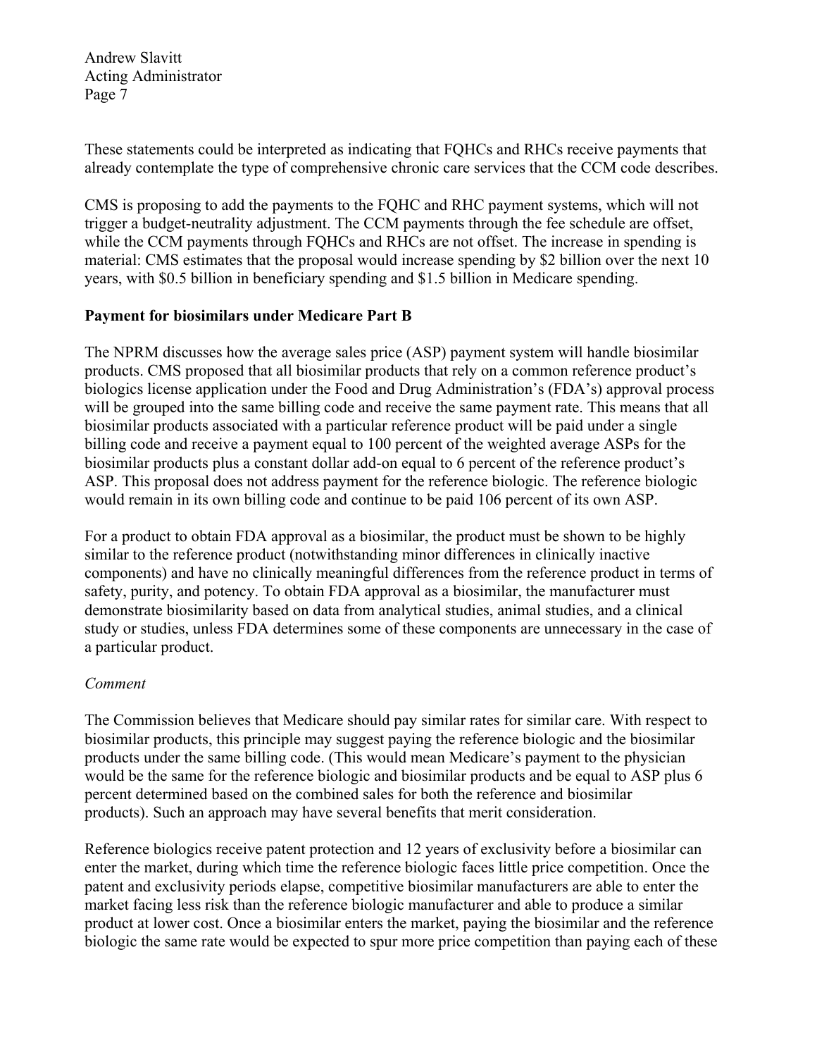These statements could be interpreted as indicating that FQHCs and RHCs receive payments that already contemplate the type of comprehensive chronic care services that the CCM code describes.

CMS is proposing to add the payments to the FQHC and RHC payment systems, which will not trigger a budget-neutrality adjustment. The CCM payments through the fee schedule are offset, while the CCM payments through FQHCs and RHCs are not offset. The increase in spending is material: CMS estimates that the proposal would increase spending by $2 billion over the next 10 years, with $0.5 billion in beneficiary spending and $1.5 billion in Medicare spending.

**Payment for biosimilars under Medicare Part B**

The NPRM discusses how the average sales price (ASP) payment system will handle biosimilar products. CMS proposed that all biosimilar products that rely on a common reference product's biologics license application under the Food and Drug Administration's (FDA's) approval process will be grouped into the same billing code and receive the same payment rate. This means that all biosimilar products associated with a particular reference product will be paid under a single billing code and receive a payment equal to 100 percent of the weighted average ASPs for the biosimilar products plus a constant dollar add-on equal to 6 percent of the reference product's ASP. This proposal does not address payment for the reference biologic. The reference biologic would remain in its own billing code and continue to be paid 106 percent of its own ASP.

For a product to obtain FDA approval as a biosimilar, the product must be shown to be highly similar to the reference product (notwithstanding minor differences in clinically inactive components) and have no clinically meaningful differences from the reference product in terms of safety, purity, and potency. To obtain FDA approval as a biosimilar, the manufacturer must demonstrate biosimilarity based on data from analytical studies, animal studies, and a clinical study or studies, unless FDA determines some of these components are unnecessary in the case of a particular product.

*Comment*

The Commission believes that Medicare should pay similar rates for similar care. With respect to biosimilar products, this principle may suggest paying the reference biologic and the biosimilar products under the same billing code. (This would mean Medicare's payment to the physician would be the same for the reference biologic and biosimilar products and be equal to ASP plus 6 percent determined based on the combined sales for both the reference and biosimilar products). Such an approach may have several benefits that merit consideration.

Reference biologics receive patent protection and 12 years of exclusivity before a biosimilar can enter the market, during which time the reference biologic faces little price competition. Once the patent and exclusivity periods elapse, competitive biosimilar manufacturers are able to enter the market facing less risk than the reference biologic manufacturer and able to produce a similar product at lower cost. Once a biosimilar enters the market, paying the biosimilar and the reference biologic the same rate would be expected to spur more price competition than paying each of these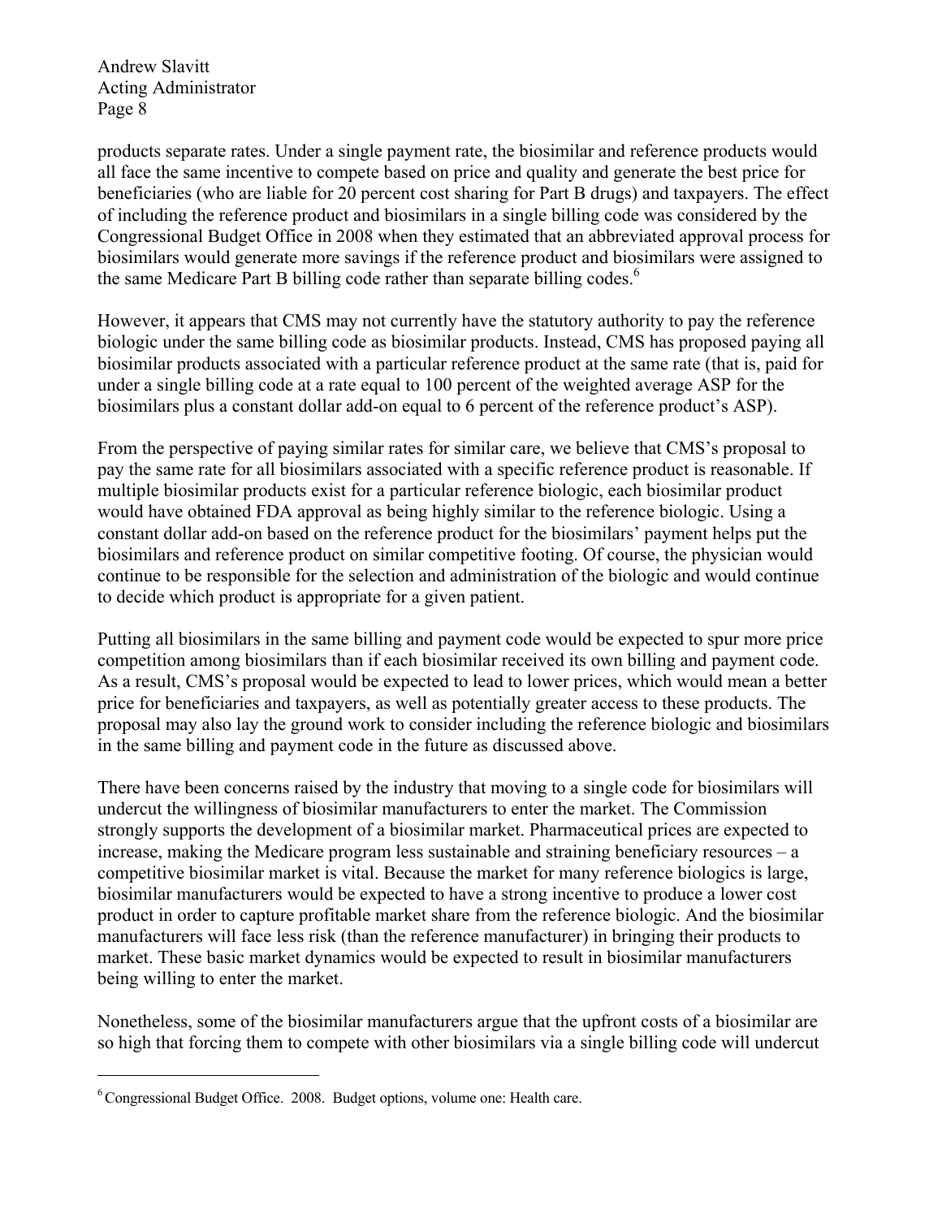products separate rates. Under a single payment rate, the biosimilar and reference products would all face the same incentive to compete based on price and quality and generate the best price for beneficiaries (who are liable for 20 percent cost sharing for Part B drugs) and taxpayers. The effect of including the reference product and biosimilars in a single billing code was considered by the Congressional Budget Office in 2008 when they estimated that an abbreviated approval process for biosimilars would generate more savings if the reference product and biosimilars were assigned to the same Medicare Part B billing code rather than separate billing codes.[6]

However, it appears that CMS may not currently have the statutory authority to pay the reference biologic under the same billing code as biosimilar products. Instead, CMS has proposed paying all biosimilar products associated with a particular reference product at the same rate (that is, paid for under a single billing code at a rate equal to 100 percent of the weighted average ASP for the biosimilars plus a constant dollar add-on equal to 6 percent of the reference product's ASP).

From the perspective of paying similar rates for similar care, we believe that CMS's proposal to pay the same rate for all biosimilars associated with a specific reference product is reasonable. If multiple biosimilar products exist for a particular reference biologic, each biosimilar product would have obtained FDA approval as being highly similar to the reference biologic. Using a constant dollar add-on based on the reference product for the biosimilars' payment helps put the biosimilars and reference product on similar competitive footing. Of course, the physician would continue to be responsible for the selection and administration of the biologic and would continue to decide which product is appropriate for a given patient.

Putting all biosimilars in the same billing and payment code would be expected to spur more price competition among biosimilars than if each biosimilar received its own billing and payment code. As a result, CMS's proposal would be expected to lead to lower prices, which would mean a better price for beneficiaries and taxpayers, as well as potentially greater access to these products. The proposal may also lay the ground work to consider including the reference biologic and biosimilars in the same billing and payment code in the future as discussed above.

There have been concerns raised by the industry that moving to a single code for biosimilars will undercut the willingness of biosimilar manufacturers to enter the market. The Commission strongly supports the development of a biosimilar market. Pharmaceutical prices are expected to increase, making the Medicare program less sustainable and straining beneficiary resources – a competitive biosimilar market is vital. Because the market for many reference biologics is large, biosimilar manufacturers would be expected to have a strong incentive to produce a lower cost product in order to capture profitable market share from the reference biologic. And the biosimilar manufacturers will face less risk (than the reference manufacturer) in bringing their products to market. These basic market dynamics would be expected to result in biosimilar manufacturers being willing to enter the market.

Nonetheless, some of the biosimilar manufacturers argue that the upfront costs of a biosimilar are so high that forcing them to compete with other biosimilars via a single billing code will undercut

---

[6] Congressional Budget Office. 2008. Budget options, volume one: Health care.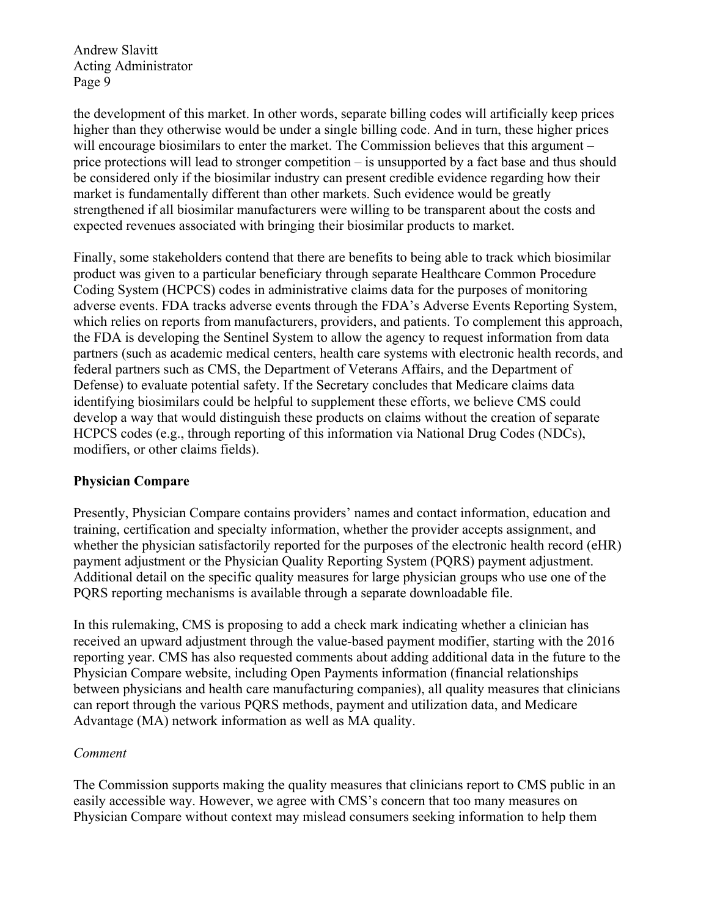the development of this market. In other words, separate billing codes will artificially keep prices higher than they otherwise would be under a single billing code. And in turn, these higher prices will encourage biosimilars to enter the market. The Commission believes that this argument – price protections will lead to stronger competition – is unsupported by a fact base and thus should be considered only if the biosimilar industry can present credible evidence regarding how their market is fundamentally different than other markets. Such evidence would be greatly strengthened if all biosimilar manufacturers were willing to be transparent about the costs and expected revenues associated with bringing their biosimilar products to market.

Finally, some stakeholders contend that there are benefits to being able to track which biosimilar product was given to a particular beneficiary through separate Healthcare Common Procedure Coding System (HCPCS) codes in administrative claims data for the purposes of monitoring adverse events. FDA tracks adverse events through the FDA's Adverse Events Reporting System, which relies on reports from manufacturers, providers, and patients. To complement this approach, the FDA is developing the Sentinel System to allow the agency to request information from data partners (such as academic medical centers, health care systems with electronic health records, and federal partners such as CMS, the Department of Veterans Affairs, and the Department of Defense) to evaluate potential safety. If the Secretary concludes that Medicare claims data identifying biosimilars could be helpful to supplement these efforts, we believe CMS could develop a way that would distinguish these products on claims without the creation of separate HCPCS codes (e.g., through reporting of this information via National Drug Codes (NDCs), modifiers, or other claims fields).

**Physician Compare**

Presently, Physician Compare contains providers' names and contact information, education and training, certification and specialty information, whether the provider accepts assignment, and whether the physician satisfactorily reported for the purposes of the electronic health record (eHR) payment adjustment or the Physician Quality Reporting System (PQRS) payment adjustment. Additional detail on the specific quality measures for large physician groups who use one of the PQRS reporting mechanisms is available through a separate downloadable file.

In this rulemaking, CMS is proposing to add a check mark indicating whether a clinician has received an upward adjustment through the value-based payment modifier, starting with the 2016 reporting year. CMS has also requested comments about adding additional data in the future to the Physician Compare website, including Open Payments information (financial relationships between physicians and health care manufacturing companies), all quality measures that clinicians can report through the various PQRS methods, payment and utilization data, and Medicare Advantage (MA) network information as well as MA quality.

*Comment*

The Commission supports making the quality measures that clinicians report to CMS public in an easily accessible way. However, we agree with CMS's concern that too many measures on Physician Compare without context may mislead consumers seeking information to help them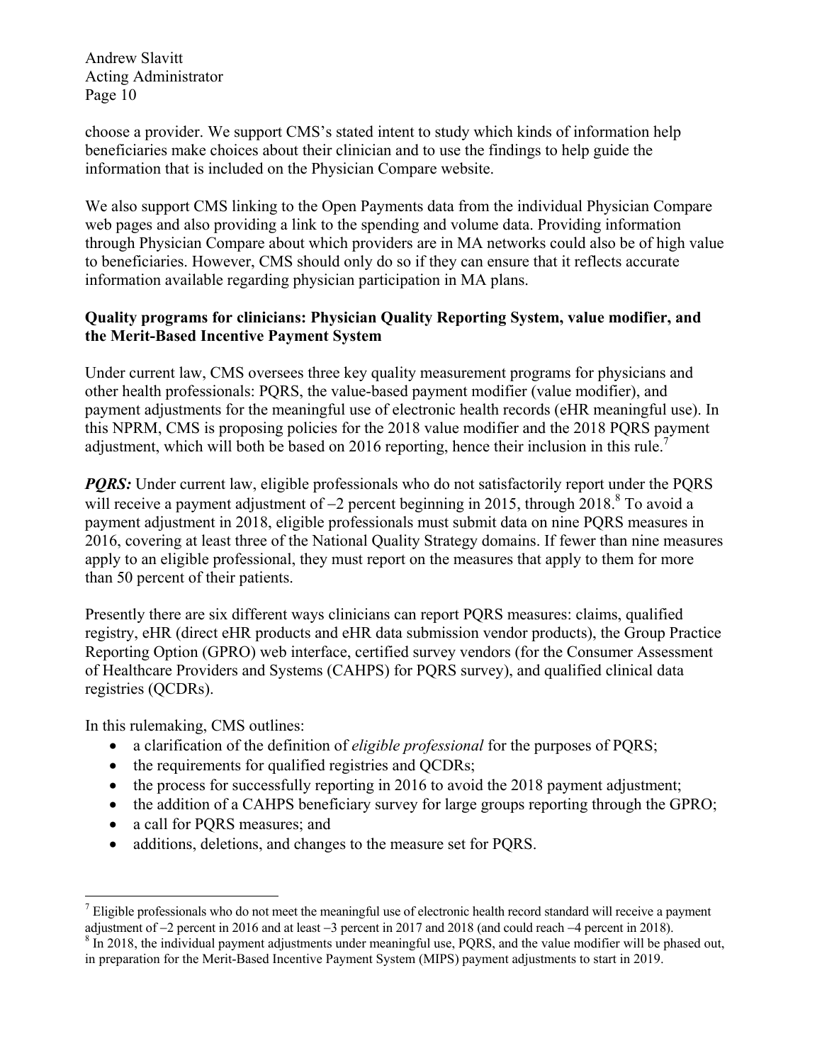choose a provider. We support CMS's stated intent to study which kinds of information help beneficiaries make choices about their clinician and to use the findings to help guide the information that is included on the Physician Compare website.

We also support CMS linking to the Open Payments data from the individual Physician Compare web pages and also providing a link to the spending and volume data. Providing information through Physician Compare about which providers are in MA networks could also be of high value to beneficiaries. However, CMS should only do so if they can ensure that it reflects accurate information available regarding physician participation in MA plans.

**Quality programs for clinicians: Physician Quality Reporting System, value modifier, and the Merit-Based Incentive Payment System**

Under current law, CMS oversees three key quality measurement programs for physicians and other health professionals: PQRS, the value-based payment modifier (value modifier), and payment adjustments for the meaningful use of electronic health records (eHR meaningful use). In this NPRM, CMS is proposing policies for the 2018 value modifier and the 2018 PQRS payment adjustment, which will both be based on 2016 reporting, hence their inclusion in this rule.[7]

***PQRS:*** Under current law, eligible professionals who do not satisfactorily report under the PQRS will receive a payment adjustment of −2 percent beginning in 2015, through 2018.[8] To avoid a payment adjustment in 2018, eligible professionals must submit data on nine PQRS measures in 2016, covering at least three of the National Quality Strategy domains. If fewer than nine measures apply to an eligible professional, they must report on the measures that apply to them for more than 50 percent of their patients.

Presently there are six different ways clinicians can report PQRS measures: claims, qualified registry, eHR (direct eHR products and eHR data submission vendor products), the Group Practice Reporting Option (GPRO) web interface, certified survey vendors (for the Consumer Assessment of Healthcare Providers and Systems (CAHPS) for PQRS survey), and qualified clinical data registries (QCDRs).

In this rulemaking, CMS outlines:

- a clarification of the definition of *eligible professional* for the purposes of PQRS;
- the requirements for qualified registries and QCDRs;
- the process for successfully reporting in 2016 to avoid the 2018 payment adjustment;
- the addition of a CAHPS beneficiary survey for large groups reporting through the GPRO;
- a call for PQRS measures; and
- additions, deletions, and changes to the measure set for PQRS.

[7] Eligible professionals who do not meet the meaningful use of electronic health record standard will receive a payment adjustment of −2 percent in 2016 and at least −3 percent in 2017 and 2018 (and could reach −4 percent in 2018).

[8] In 2018, the individual payment adjustments under meaningful use, PQRS, and the value modifier will be phased out, in preparation for the Merit-Based Incentive Payment System (MIPS) payment adjustments to start in 2019.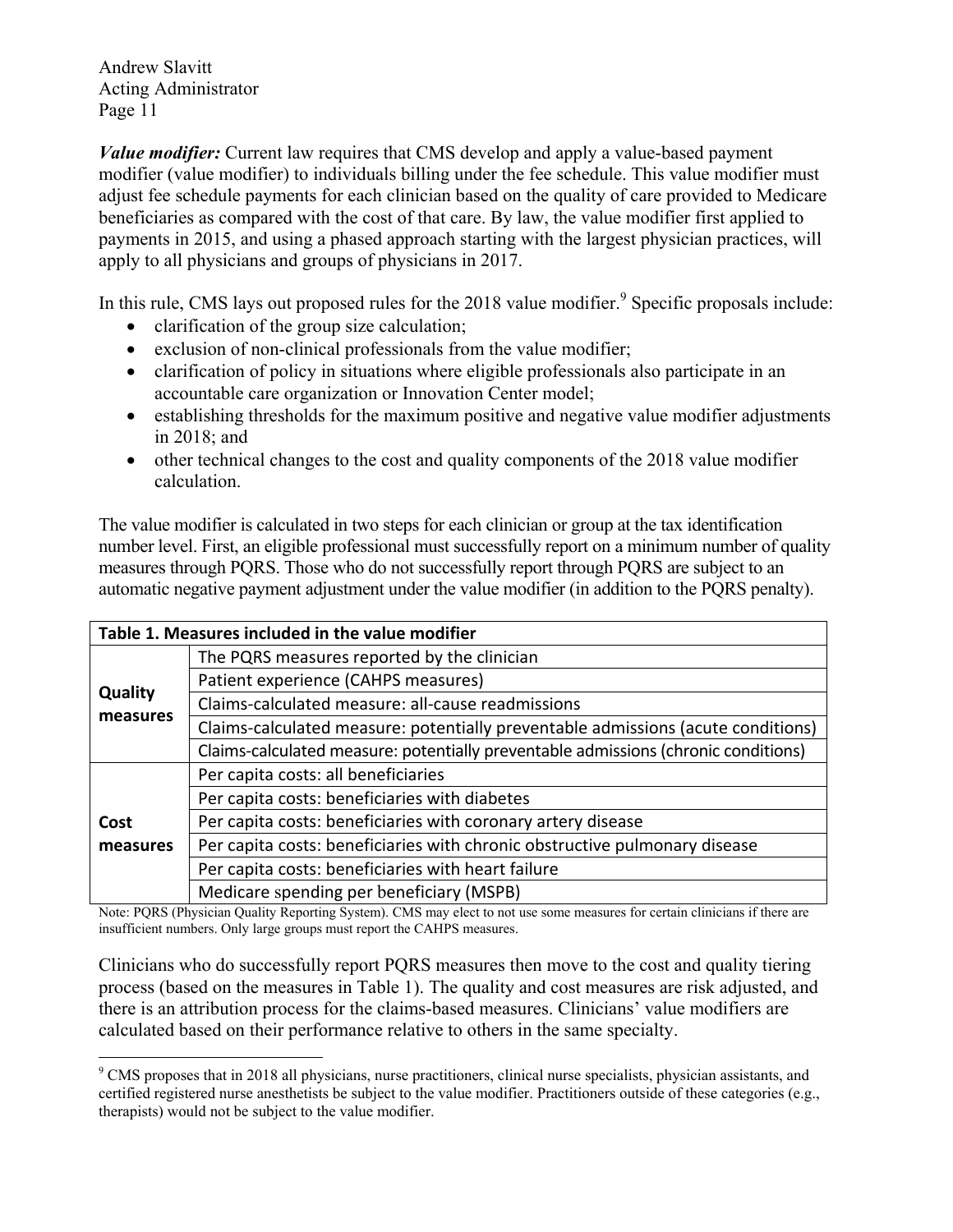***Value modifier:*** Current law requires that CMS develop and apply a value-based payment modifier (value modifier) to individuals billing under the fee schedule. This value modifier must adjust fee schedule payments for each clinician based on the quality of care provided to Medicare beneficiaries as compared with the cost of that care. By law, the value modifier first applied to payments in 2015, and using a phased approach starting with the largest physician practices, will apply to all physicians and groups of physicians in 2017.

In this rule, CMS lays out proposed rules for the 2018 value modifier.[9] Specific proposals include:

- clarification of the group size calculation;
- exclusion of non-clinical professionals from the value modifier;
- clarification of policy in situations where eligible professionals also participate in an accountable care organization or Innovation Center model;
- establishing thresholds for the maximum positive and negative value modifier adjustments in 2018; and
- other technical changes to the cost and quality components of the 2018 value modifier calculation.

The value modifier is calculated in two steps for each clinician or group at the tax identification number level. First, an eligible professional must successfully report on a minimum number of quality measures through PQRS. Those who do not successfully report through PQRS are subject to an automatic negative payment adjustment under the value modifier (in addition to the PQRS penalty).

| **Table 1. Measures included in the value modifier** | |
|---|---|
| **Quality measures** | The PQRS measures reported by the clinician |
| | Patient experience (CAHPS measures) |
| | Claims-calculated measure: all-cause readmissions |
| | Claims-calculated measure: potentially preventable admissions (acute conditions) |
| | Claims-calculated measure: potentially preventable admissions (chronic conditions) |
| **Cost measures** | Per capita costs: all beneficiaries |
| | Per capita costs: beneficiaries with diabetes |
| | Per capita costs: beneficiaries with coronary artery disease |
| | Per capita costs: beneficiaries with chronic obstructive pulmonary disease |
| | Per capita costs: beneficiaries with heart failure |
| | Medicare spending per beneficiary (MSPB) |

Note: PQRS (Physician Quality Reporting System). CMS may elect to not use some measures for certain clinicians if there are insufficient numbers. Only large groups must report the CAHPS measures.

Clinicians who do successfully report PQRS measures then move to the cost and quality tiering process (based on the measures in Table 1). The quality and cost measures are risk adjusted, and there is an attribution process for the claims-based measures. Clinicians' value modifiers are calculated based on their performance relative to others in the same specialty.

[9] CMS proposes that in 2018 all physicians, nurse practitioners, clinical nurse specialists, physician assistants, and certified registered nurse anesthetists be subject to the value modifier. Practitioners outside of these categories (e.g., therapists) would not be subject to the value modifier.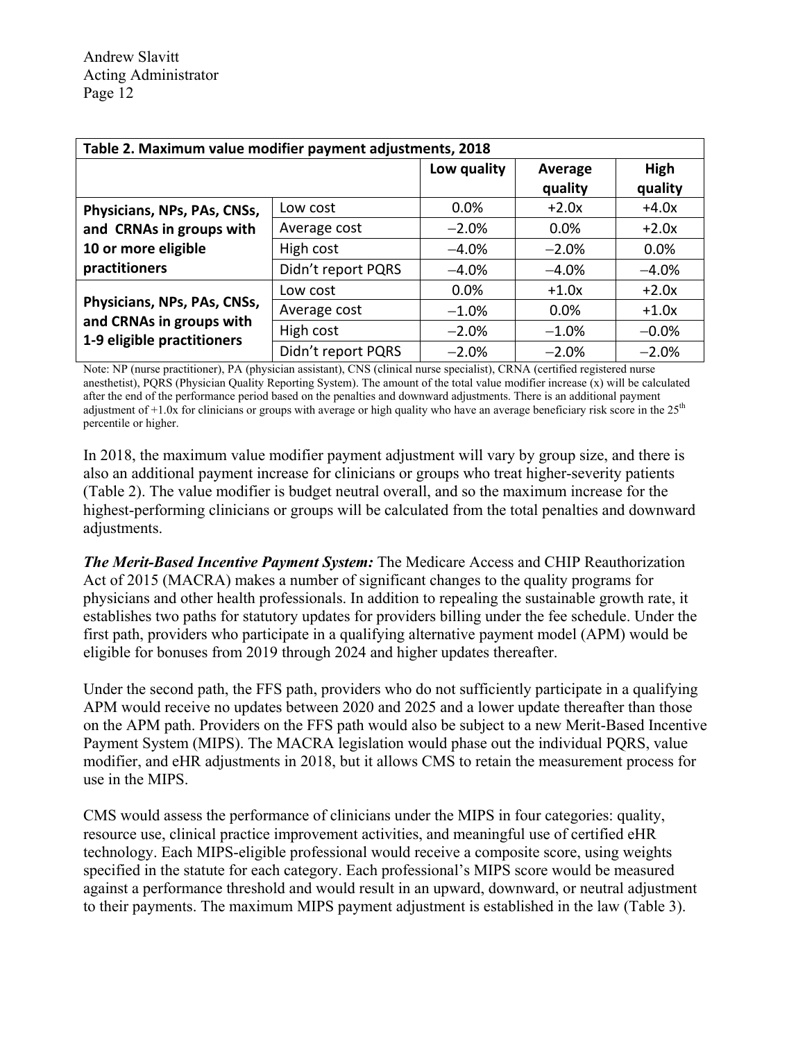**Table 2. Maximum value modifier payment adjustments, 2018**

| | | Low quality | Average quality | High quality |
|---|---|---|---|---|
| **Physicians, NPs, PAs, CNSs, and CRNAs in groups with 10 or more eligible practitioners** | Low cost | 0.0% | +2.0x | +4.0x |
| | Average cost | −2.0% | 0.0% | +2.0x |
| | High cost | −4.0% | −2.0% | 0.0% |
| | Didn't report PQRS | −4.0% | −4.0% | −4.0% |
| **Physicians, NPs, PAs, CNSs, and CRNAs in groups with 1-9 eligible practitioners** | Low cost | 0.0% | +1.0x | +2.0x |
| | Average cost | −1.0% | 0.0% | +1.0x |
| | High cost | −2.0% | −1.0% | −0.0% |
| | Didn't report PQRS | −2.0% | −2.0% | −2.0% |

Note: NP (nurse practitioner), PA (physician assistant), CNS (clinical nurse specialist), CRNA (certified registered nurse anesthetist), PQRS (Physician Quality Reporting System). The amount of the total value modifier increase (x) will be calculated after the end of the performance period based on the penalties and downward adjustments. There is an additional payment adjustment of +1.0x for clinicians or groups with average or high quality who have an average beneficiary risk score in the 25th percentile or higher.

In 2018, the maximum value modifier payment adjustment will vary by group size, and there is also an additional payment increase for clinicians or groups who treat higher-severity patients (Table 2). The value modifier is budget neutral overall, and so the maximum increase for the highest-performing clinicians or groups will be calculated from the total penalties and downward adjustments.

***The Merit-Based Incentive Payment System:*** The Medicare Access and CHIP Reauthorization Act of 2015 (MACRA) makes a number of significant changes to the quality programs for physicians and other health professionals. In addition to repealing the sustainable growth rate, it establishes two paths for statutory updates for providers billing under the fee schedule. Under the first path, providers who participate in a qualifying alternative payment model (APM) would be eligible for bonuses from 2019 through 2024 and higher updates thereafter.

Under the second path, the FFS path, providers who do not sufficiently participate in a qualifying APM would receive no updates between 2020 and 2025 and a lower update thereafter than those on the APM path. Providers on the FFS path would also be subject to a new Merit-Based Incentive Payment System (MIPS). The MACRA legislation would phase out the individual PQRS, value modifier, and eHR adjustments in 2018, but it allows CMS to retain the measurement process for use in the MIPS.

CMS would assess the performance of clinicians under the MIPS in four categories: quality, resource use, clinical practice improvement activities, and meaningful use of certified eHR technology. Each MIPS-eligible professional would receive a composite score, using weights specified in the statute for each category. Each professional's MIPS score would be measured against a performance threshold and would result in an upward, downward, or neutral adjustment to their payments. The maximum MIPS payment adjustment is established in the law (Table 3).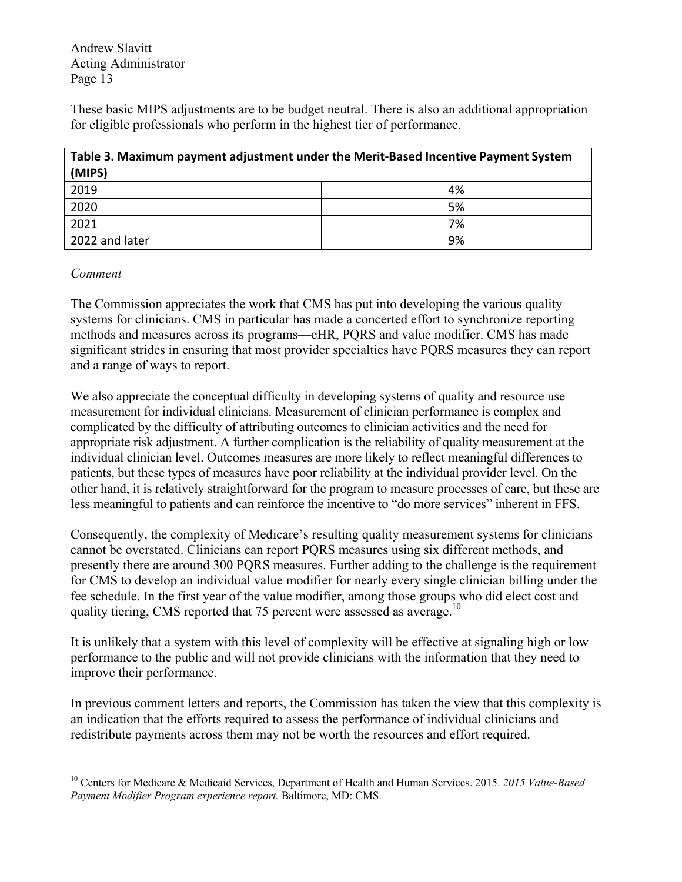These basic MIPS adjustments are to be budget neutral. There is also an additional appropriation for eligible professionals who perform in the highest tier of performance.

| **Table 3. Maximum payment adjustment under the Merit-Based Incentive Payment System (MIPS)** | |
|---|---|
| 2019 | 4% |
| 2020 | 5% |
| 2021 | 7% |
| 2022 and later | 9% |

*Comment*

The Commission appreciates the work that CMS has put into developing the various quality systems for clinicians. CMS in particular has made a concerted effort to synchronize reporting methods and measures across its programs—eHR, PQRS and value modifier. CMS has made significant strides in ensuring that most provider specialties have PQRS measures they can report and a range of ways to report.

We also appreciate the conceptual difficulty in developing systems of quality and resource use measurement for individual clinicians. Measurement of clinician performance is complex and complicated by the difficulty of attributing outcomes to clinician activities and the need for appropriate risk adjustment. A further complication is the reliability of quality measurement at the individual clinician level. Outcomes measures are more likely to reflect meaningful differences to patients, but these types of measures have poor reliability at the individual provider level. On the other hand, it is relatively straightforward for the program to measure processes of care, but these are less meaningful to patients and can reinforce the incentive to "do more services" inherent in FFS.

Consequently, the complexity of Medicare's resulting quality measurement systems for clinicians cannot be overstated. Clinicians can report PQRS measures using six different methods, and presently there are around 300 PQRS measures. Further adding to the challenge is the requirement for CMS to develop an individual value modifier for nearly every single clinician billing under the fee schedule. In the first year of the value modifier, among those groups who did elect cost and quality tiering, CMS reported that 75 percent were assessed as average.[10]

It is unlikely that a system with this level of complexity will be effective at signaling high or low performance to the public and will not provide clinicians with the information that they need to improve their performance.

In previous comment letters and reports, the Commission has taken the view that this complexity is an indication that the efforts required to assess the performance of individual clinicians and redistribute payments across them may not be worth the resources and effort required.

[10] Centers for Medicare & Medicaid Services, Department of Health and Human Services. 2015. *2015 Value-Based Payment Modifier Program experience report.* Baltimore, MD: CMS.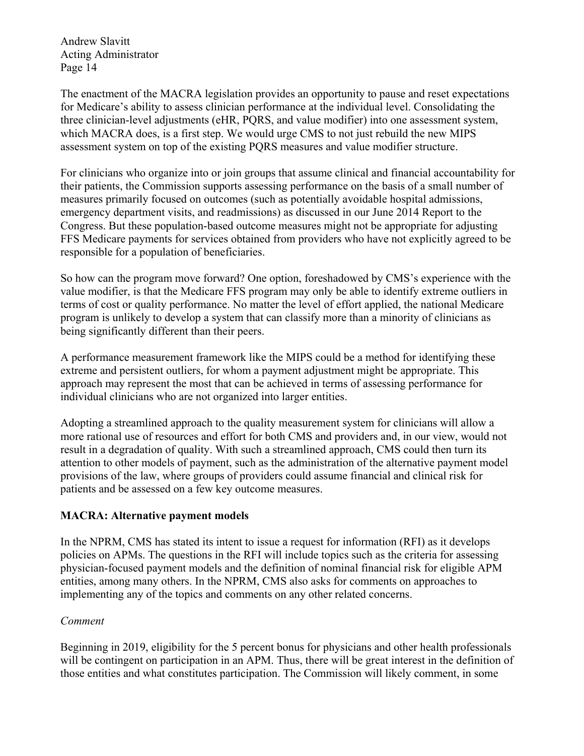The enactment of the MACRA legislation provides an opportunity to pause and reset expectations for Medicare's ability to assess clinician performance at the individual level. Consolidating the three clinician-level adjustments (eHR, PQRS, and value modifier) into one assessment system, which MACRA does, is a first step. We would urge CMS to not just rebuild the new MIPS assessment system on top of the existing PQRS measures and value modifier structure.

For clinicians who organize into or join groups that assume clinical and financial accountability for their patients, the Commission supports assessing performance on the basis of a small number of measures primarily focused on outcomes (such as potentially avoidable hospital admissions, emergency department visits, and readmissions) as discussed in our June 2014 Report to the Congress. But these population-based outcome measures might not be appropriate for adjusting FFS Medicare payments for services obtained from providers who have not explicitly agreed to be responsible for a population of beneficiaries.

So how can the program move forward? One option, foreshadowed by CMS's experience with the value modifier, is that the Medicare FFS program may only be able to identify extreme outliers in terms of cost or quality performance. No matter the level of effort applied, the national Medicare program is unlikely to develop a system that can classify more than a minority of clinicians as being significantly different than their peers.

A performance measurement framework like the MIPS could be a method for identifying these extreme and persistent outliers, for whom a payment adjustment might be appropriate. This approach may represent the most that can be achieved in terms of assessing performance for individual clinicians who are not organized into larger entities.

Adopting a streamlined approach to the quality measurement system for clinicians will allow a more rational use of resources and effort for both CMS and providers and, in our view, would not result in a degradation of quality. With such a streamlined approach, CMS could then turn its attention to other models of payment, such as the administration of the alternative payment model provisions of the law, where groups of providers could assume financial and clinical risk for patients and be assessed on a few key outcome measures.

**MACRA: Alternative payment models**

In the NPRM, CMS has stated its intent to issue a request for information (RFI) as it develops policies on APMs. The questions in the RFI will include topics such as the criteria for assessing physician-focused payment models and the definition of nominal financial risk for eligible APM entities, among many others. In the NPRM, CMS also asks for comments on approaches to implementing any of the topics and comments on any other related concerns.

*Comment*

Beginning in 2019, eligibility for the 5 percent bonus for physicians and other health professionals will be contingent on participation in an APM. Thus, there will be great interest in the definition of those entities and what constitutes participation. The Commission will likely comment, in some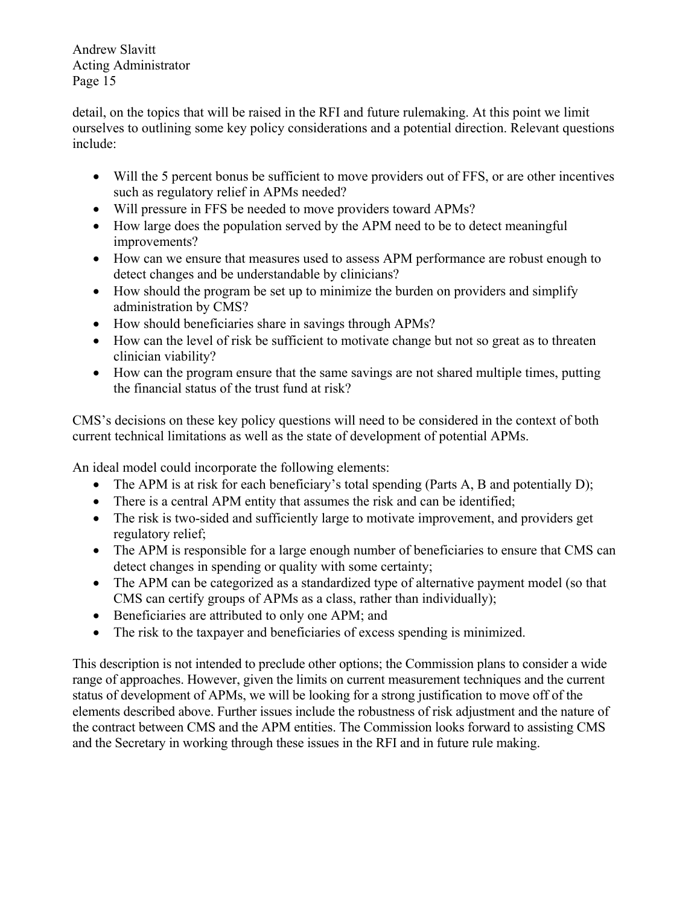detail, on the topics that will be raised in the RFI and future rulemaking. At this point we limit ourselves to outlining some key policy considerations and a potential direction. Relevant questions include:

- Will the 5 percent bonus be sufficient to move providers out of FFS, or are other incentives such as regulatory relief in APMs needed?
- Will pressure in FFS be needed to move providers toward APMs?
- How large does the population served by the APM need to be to detect meaningful improvements?
- How can we ensure that measures used to assess APM performance are robust enough to detect changes and be understandable by clinicians?
- How should the program be set up to minimize the burden on providers and simplify administration by CMS?
- How should beneficiaries share in savings through APMs?
- How can the level of risk be sufficient to motivate change but not so great as to threaten clinician viability?
- How can the program ensure that the same savings are not shared multiple times, putting the financial status of the trust fund at risk?

CMS's decisions on these key policy questions will need to be considered in the context of both current technical limitations as well as the state of development of potential APMs.

An ideal model could incorporate the following elements:

- The APM is at risk for each beneficiary's total spending (Parts A, B and potentially D);
- There is a central APM entity that assumes the risk and can be identified;
- The risk is two-sided and sufficiently large to motivate improvement, and providers get regulatory relief;
- The APM is responsible for a large enough number of beneficiaries to ensure that CMS can detect changes in spending or quality with some certainty;
- The APM can be categorized as a standardized type of alternative payment model (so that CMS can certify groups of APMs as a class, rather than individually);
- Beneficiaries are attributed to only one APM; and
- The risk to the taxpayer and beneficiaries of excess spending is minimized.

This description is not intended to preclude other options; the Commission plans to consider a wide range of approaches. However, given the limits on current measurement techniques and the current status of development of APMs, we will be looking for a strong justification to move off of the elements described above. Further issues include the robustness of risk adjustment and the nature of the contract between CMS and the APM entities. The Commission looks forward to assisting CMS and the Secretary in working through these issues in the RFI and in future rule making.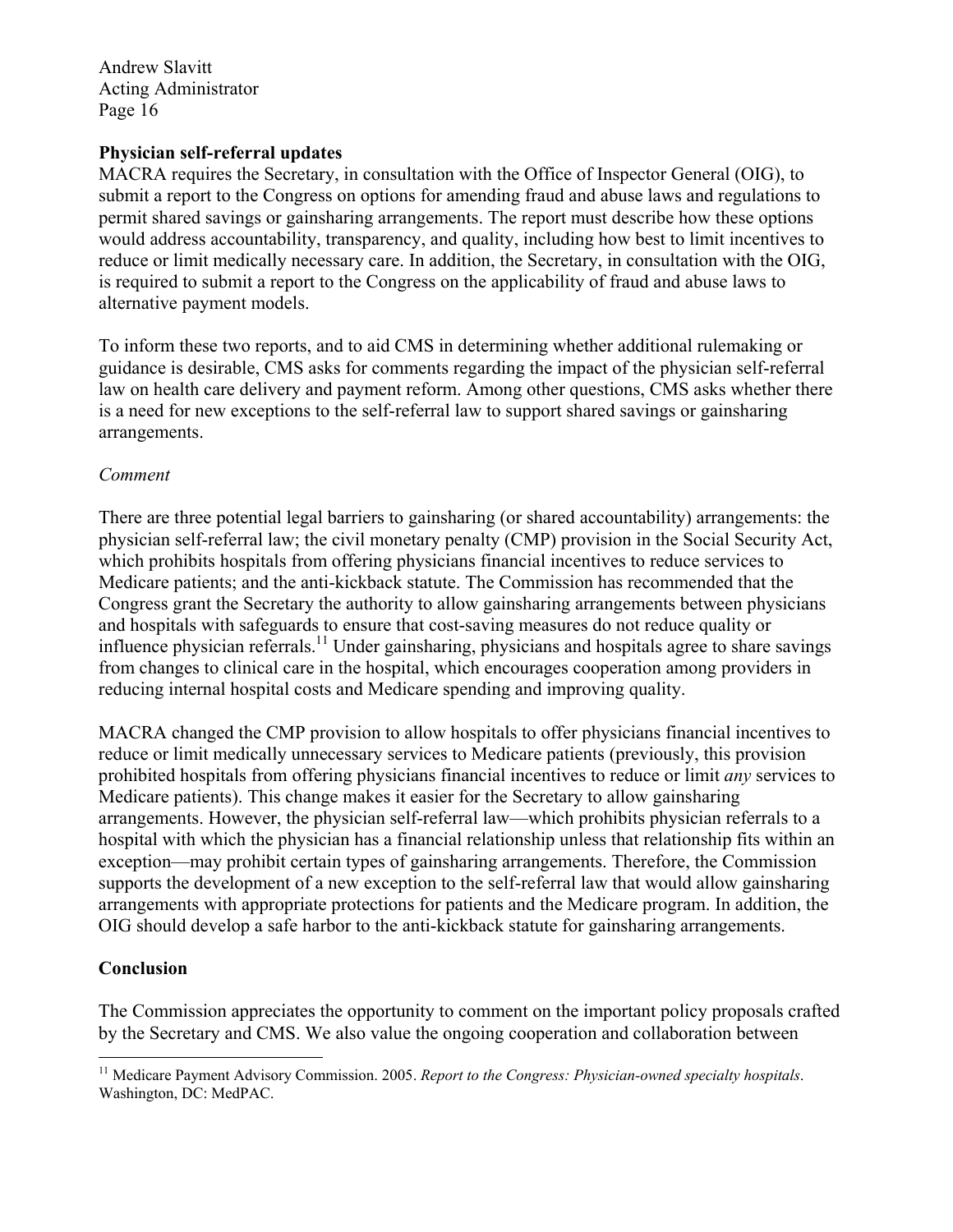**Physician self-referral updates**

MACRA requires the Secretary, in consultation with the Office of Inspector General (OIG), to submit a report to the Congress on options for amending fraud and abuse laws and regulations to permit shared savings or gainsharing arrangements. The report must describe how these options would address accountability, transparency, and quality, including how best to limit incentives to reduce or limit medically necessary care. In addition, the Secretary, in consultation with the OIG, is required to submit a report to the Congress on the applicability of fraud and abuse laws to alternative payment models.

To inform these two reports, and to aid CMS in determining whether additional rulemaking or guidance is desirable, CMS asks for comments regarding the impact of the physician self-referral law on health care delivery and payment reform. Among other questions, CMS asks whether there is a need for new exceptions to the self-referral law to support shared savings or gainsharing arrangements.

*Comment*

There are three potential legal barriers to gainsharing (or shared accountability) arrangements: the physician self-referral law; the civil monetary penalty (CMP) provision in the Social Security Act, which prohibits hospitals from offering physicians financial incentives to reduce services to Medicare patients; and the anti-kickback statute. The Commission has recommended that the Congress grant the Secretary the authority to allow gainsharing arrangements between physicians and hospitals with safeguards to ensure that cost-saving measures do not reduce quality or influence physician referrals.[11] Under gainsharing, physicians and hospitals agree to share savings from changes to clinical care in the hospital, which encourages cooperation among providers in reducing internal hospital costs and Medicare spending and improving quality.

MACRA changed the CMP provision to allow hospitals to offer physicians financial incentives to reduce or limit medically unnecessary services to Medicare patients (previously, this provision prohibited hospitals from offering physicians financial incentives to reduce or limit *any* services to Medicare patients). This change makes it easier for the Secretary to allow gainsharing arrangements. However, the physician self-referral law—which prohibits physician referrals to a hospital with which the physician has a financial relationship unless that relationship fits within an exception—may prohibit certain types of gainsharing arrangements. Therefore, the Commission supports the development of a new exception to the self-referral law that would allow gainsharing arrangements with appropriate protections for patients and the Medicare program. In addition, the OIG should develop a safe harbor to the anti-kickback statute for gainsharing arrangements.

**Conclusion**

The Commission appreciates the opportunity to comment on the important policy proposals crafted by the Secretary and CMS. We also value the ongoing cooperation and collaboration between

[11] Medicare Payment Advisory Commission. 2005. *Report to the Congress: Physician-owned specialty hospitals*. Washington, DC: MedPAC.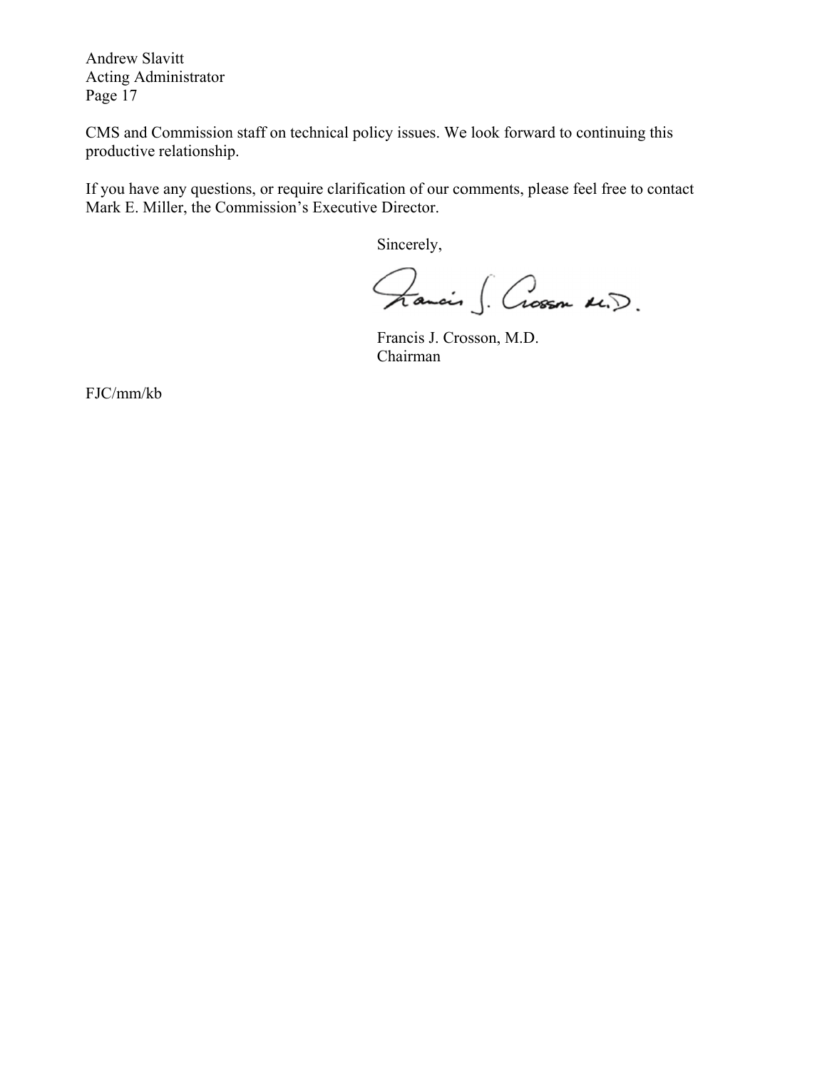CMS and Commission staff on technical policy issues. We look forward to continuing this productive relationship.

If you have any questions, or require clarification of our comments, please feel free to contact Mark E. Miller, the Commission's Executive Director.

Sincerely,

Francis J. Crosson, M.D.
Chairman

FJC/mm/kb